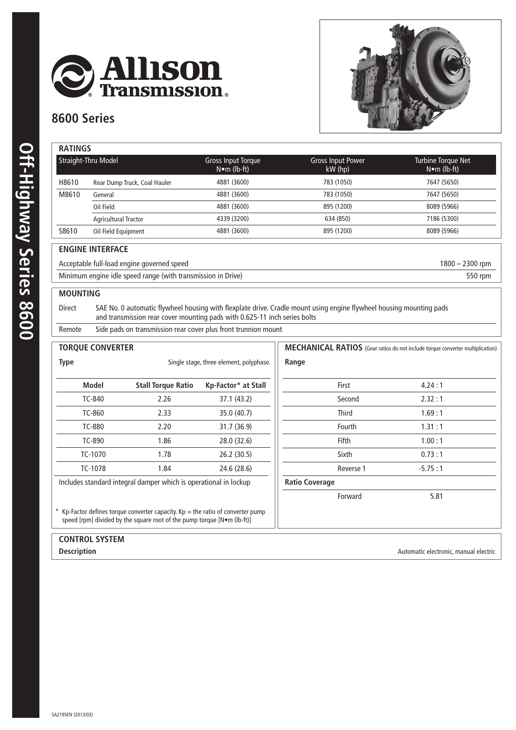# Allison Transmission

## 8600 Series

Off-Highway Series 8600

### RATINGS

| Straight-Thru Model | | Gross Input Torque N•m (lb-ft) | Gross Input Power kW (hp) | Turbine Torque Net N•m (lb-ft) |
|---|---|---|---|---|
| H8610 | Rear Dump Truck, Coal Hauler | 4881 (3600) | 783 (1050) | 7647 (5650) |
| M8610 | General | 4881 (3600) | 783 (1050) | 7647 (5650) |
| | Oil Field | 4881 (3600) | 895 (1200) | 8089 (5966) |
| | Agricultural Tractor | 4339 (3200) | 634 (850) | 7186 (5300) |
| S8610 | Oil Field Equipment | 4881 (3600) | 895 (1200) | 8089 (5966) |

### ENGINE INTERFACE

| | |
|---|---|
| Acceptable full-load engine governed speed | 1800 – 2300 rpm |
| Minimum engine idle speed range (with transmission in Drive) | 550 rpm |

### MOUNTING

| | |
|---|---|
| Direct | SAE No. 0 automatic flywheel housing with flexplate drive. Cradle mount using engine flywheel housing mounting pads and transmission rear cover mounting pads with 0.625-11 inch series bolts |
| Remote | Side pads on transmission rear cover plus front trunnion mount |

### TORQUE CONVERTER

**Type** Single stage, three element, polyphase.

| Model | Stall Torque Ratio | Kp-Factor* at Stall |
|---|---|---|
| TC-840 | 2.26 | 37.1 (43.2) |
| TC-860 | 2.33 | 35.0 (40.7) |
| TC-880 | 2.20 | 31.7 (36.9) |
| TC-890 | 1.86 | 28.0 (32.6) |
| TC-1070 | 1.78 | 26.2 (30.5) |
| TC-1078 | 1.84 | 24.6 (28.6) |

Includes standard integral damper which is operational in lockup

\* Kp-Factor defines torque converter capacity. Kp = the ratio of converter pump speed [rpm] divided by the square root of the pump torque [N•m (lb-ft)]

### MECHANICAL RATIOS (Gear ratios do not include torque converter multiplication)

**Range**

| | |
|---|---|
| First | 4.24 : 1 |
| Second | 2.32 : 1 |
| Third | 1.69 : 1 |
| Fourth | 1.31 : 1 |
| Fifth | 1.00 : 1 |
| Sixth | 0.73 : 1 |
| Reverse 1 | -5.75 : 1 |

**Ratio Coverage**

| | |
|---|---|
| Forward | 5.81 |

### CONTROL SYSTEM

**Description** Automatic electronic, manual electric

SA2195EN (2013/03)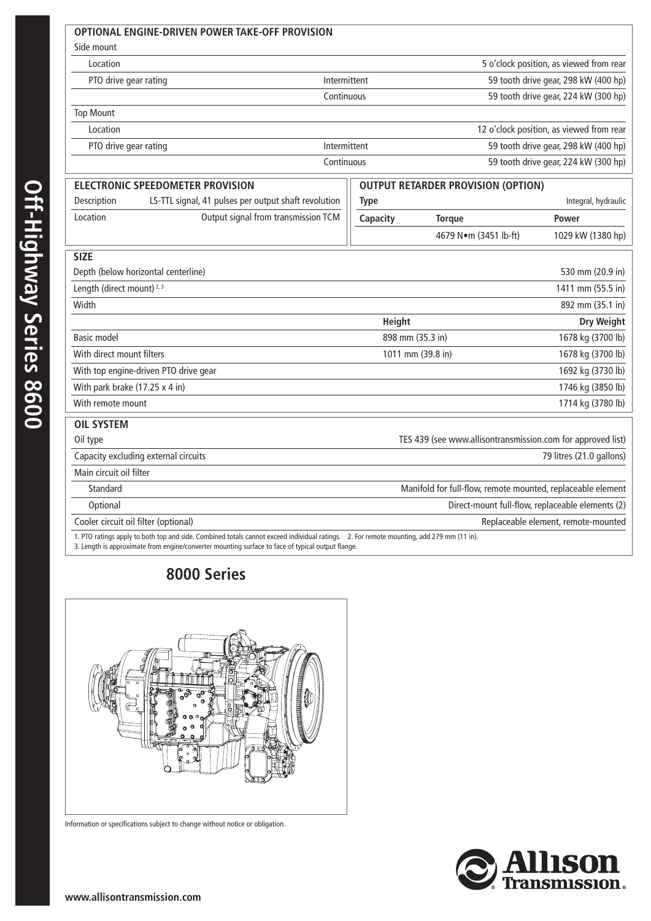## OPTIONAL ENGINE-DRIVEN POWER TAKE-OFF PROVISION

| | | |
|---|---|---|
| **Side mount** | | |
| Location | | 5 o'clock position, as viewed from rear |
| PTO drive gear rating | Intermittent | 59 tooth drive gear, 298 kW (400 hp) |
| | Continuous | 59 tooth drive gear, 224 kW (300 hp) |
| **Top Mount** | | |
| Location | | 12 o'clock position, as viewed from rear |
| PTO drive gear rating | Intermittent | 59 tooth drive gear, 298 kW (400 hp) |
| | Continuous | 59 tooth drive gear, 224 kW (300 hp) |

## ELECTRONIC SPEEDOMETER PROVISION

| | |
|---|---|
| Description | LS-TTL signal, 41 pulses per output shaft revolution |
| Location | Output signal from transmission TCM |

## OUTPUT RETARDER PROVISION (OPTION)

| | | |
|---|---|---|
| **Type** | | Integral, hydraulic |
| **Capacity** | **Torque** | **Power** |
| | 4679 N•m (3451 lb-ft) | 1029 kW (1380 hp) |

## SIZE

| | | |
|---|---|---|
| Depth (below horizontal centerline) | | 530 mm (20.9 in) |
| Length (direct mount) [2, 3] | | 1411 mm (55.5 in) |
| Width | | 892 mm (35.1 in) |
| | **Height** | **Dry Weight** |
| Basic model | 898 mm (35.3 in) | 1678 kg (3700 lb) |
| With direct mount filters | 1011 mm (39.8 in) | 1678 kg (3700 lb) |
| With top engine-driven PTO drive gear | | 1692 kg (3730 lb) |
| With park brake (17.25 x 4 in) | | 1746 kg (3850 lb) |
| With remote mount | | 1714 kg (3780 lb) |

## OIL SYSTEM

| | |
|---|---|
| Oil type | TES 439 (see www.allisontransmission.com for approved list) |
| Capacity excluding external circuits | 79 litres (21.0 gallons) |
| Main circuit oil filter | |
| Standard | Manifold for full-flow, remote mounted, replaceable element |
| Optional | Direct-mount full-flow, replaceable elements (2) |
| Cooler circuit oil filter (optional) | Replaceable element, remote-mounted |

1. PTO ratings apply to both top and side. Combined totals cannot exceed individual ratings. 2. For remote mounting, add 279 mm (11 in).
3. Length is approximate from engine/converter mounting surface to face of typical output flange.

## 8000 Series

Information or specifications subject to change without notice or obligation.

www.allisontransmission.com